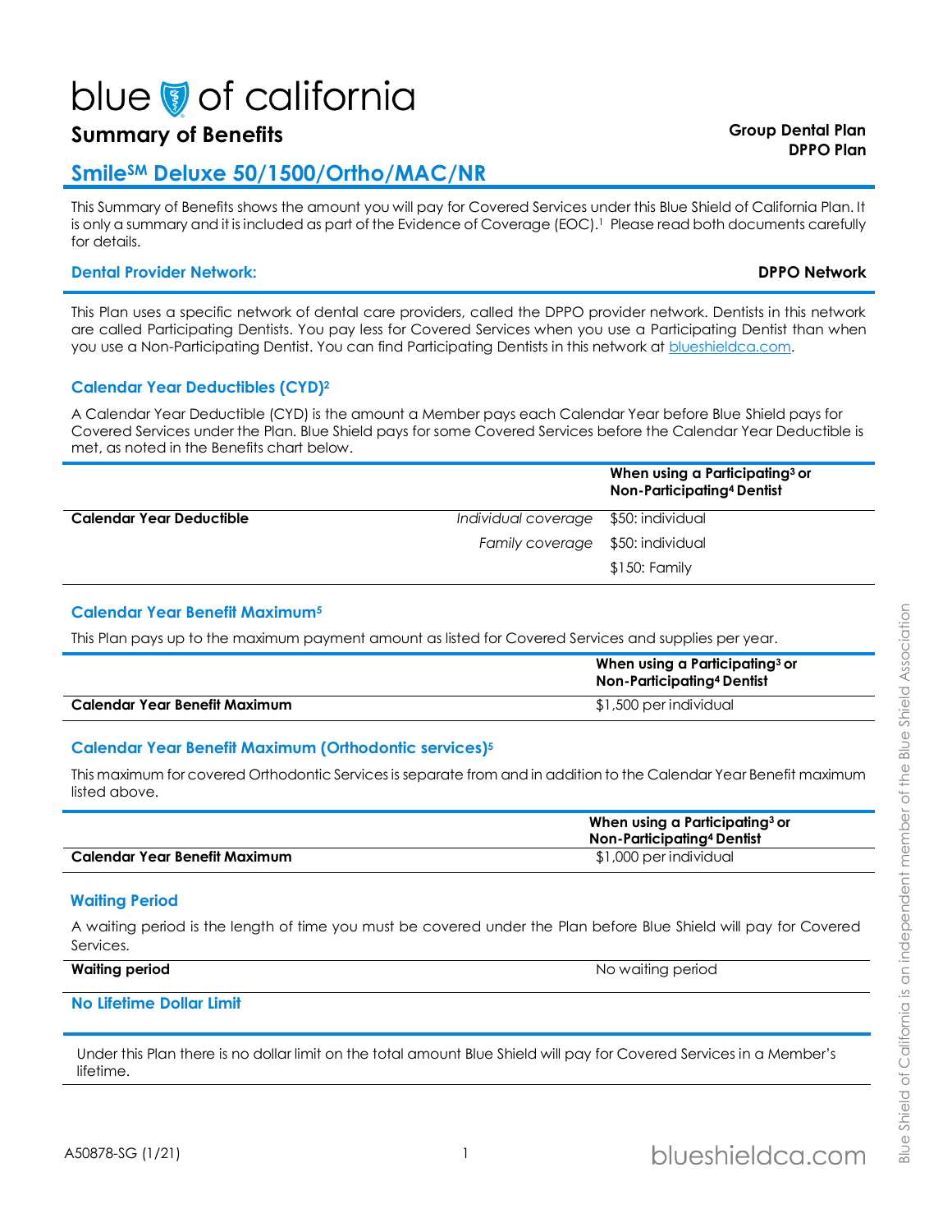# blue of california

## Summary of Benefits

**Group Dental Plan**
**DPPO Plan**

## Smile[SM] Deluxe 50/1500/Ortho/MAC/NR

This Summary of Benefits shows the amount you will pay for Covered Services under this Blue Shield of California Plan. It is only a summary and it is included as part of the Evidence of Coverage (EOC).[1] Please read both documents carefully for details.

### Dental Provider Network: **DPPO Network**

This Plan uses a specific network of dental care providers, called the DPPO provider network. Dentists in this network are called Participating Dentists. You pay less for Covered Services when you use a Participating Dentist than when you use a Non-Participating Dentist. You can find Participating Dentists in this network at blueshieldca.com.

### Calendar Year Deductibles (CYD)[2]

A Calendar Year Deductible (CYD) is the amount a Member pays each Calendar Year before Blue Shield pays for Covered Services under the Plan. Blue Shield pays for some Covered Services before the Calendar Year Deductible is met, as noted in the Benefits chart below.

| | | When using a Participating[3] or Non-Participating[4] Dentist |
|---|---|---|
| **Calendar Year Deductible** | *Individual coverage* | $50: individual |
| | *Family coverage* | $50: individual |
| | | $150: Family |

### Calendar Year Benefit Maximum[5]

This Plan pays up to the maximum payment amount as listed for Covered Services and supplies per year.

| | When using a Participating[3] or Non-Participating[4] Dentist |
|---|---|
| **Calendar Year Benefit Maximum** | $1,500 per individual |

### Calendar Year Benefit Maximum (Orthodontic services)[5]

This maximum for covered Orthodontic Services is separate from and in addition to the Calendar Year Benefit maximum listed above.

| | When using a Participating[3] or Non-Participating[4] Dentist |
|---|---|
| **Calendar Year Benefit Maximum** | $1,000 per individual |

### Waiting Period

A waiting period is the length of time you must be covered under the Plan before Blue Shield will pay for Covered Services.

| | |
|---|---|
| **Waiting period** | No waiting period |

### No Lifetime Dollar Limit

Under this Plan there is no dollar limit on the total amount Blue Shield will pay for Covered Services in a Member's lifetime.

A50878-SG (1/21)

Blue Shield of California is an independent member of the Blue Shield Association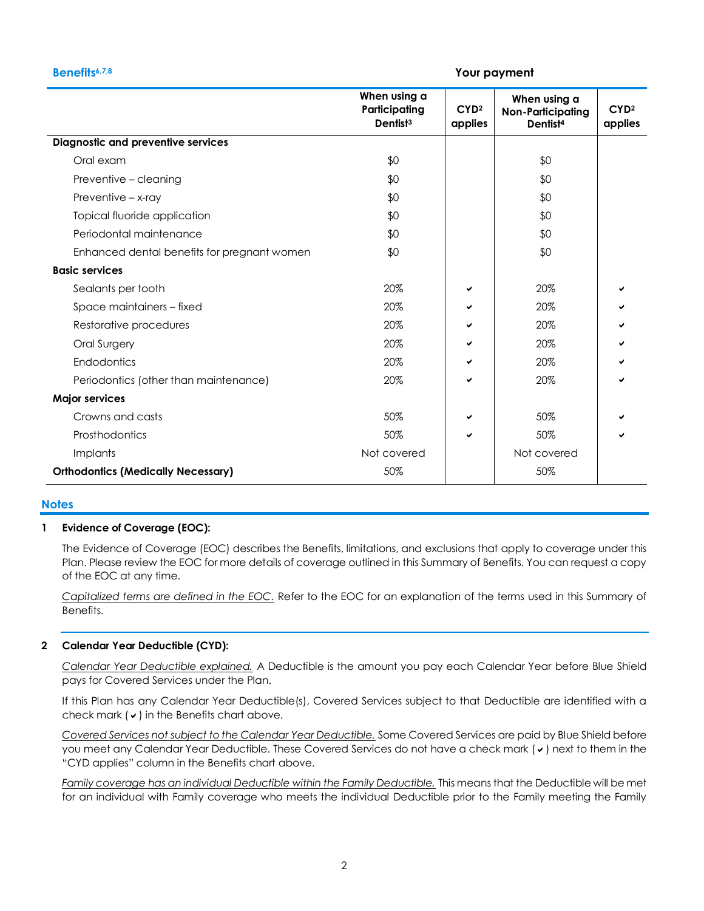| Benefits[6,7,8] | Your payment | | | |
|---|---|---|---|---|
| | When using a Participating Dentist[3] | CYD[2] applies | When using a Non-Participating Dentist[4] | CYD[2] applies |
| **Diagnostic and preventive services** | | | | |
| Oral exam | $0 | | $0 | |
| Preventive – cleaning | $0 | | $0 | |
| Preventive – x-ray | $0 | | $0 | |
| Topical fluoride application | $0 | | $0 | |
| Periodontal maintenance | $0 | | $0 | |
| Enhanced dental benefits for pregnant women | $0 | | $0 | |
| **Basic services** | | | | |
| Sealants per tooth | 20% | ✔ | 20% | ✔ |
| Space maintainers – fixed | 20% | ✔ | 20% | ✔ |
| Restorative procedures | 20% | ✔ | 20% | ✔ |
| Oral Surgery | 20% | ✔ | 20% | ✔ |
| Endodontics | 20% | ✔ | 20% | ✔ |
| Periodontics (other than maintenance) | 20% | ✔ | 20% | ✔ |
| **Major services** | | | | |
| Crowns and casts | 50% | ✔ | 50% | ✔ |
| Prosthodontics | 50% | ✔ | 50% | ✔ |
| Implants | Not covered | | Not covered | |
| **Orthodontics (Medically Necessary)** | 50% | | 50% | |

## Notes

**1 Evidence of Coverage (EOC):**

The Evidence of Coverage (EOC) describes the Benefits, limitations, and exclusions that apply to coverage under this Plan. Please review the EOC for more details of coverage outlined in this Summary of Benefits. You can request a copy of the EOC at any time.

_Capitalized terms are defined in the EOC._ Refer to the EOC for an explanation of the terms used in this Summary of Benefits.

**2 Calendar Year Deductible (CYD):**

_Calendar Year Deductible explained._ A Deductible is the amount you pay each Calendar Year before Blue Shield pays for Covered Services under the Plan.

If this Plan has any Calendar Year Deductible(s), Covered Services subject to that Deductible are identified with a check mark (✔) in the Benefits chart above.

_Covered Services not subject to the Calendar Year Deductible._ Some Covered Services are paid by Blue Shield before you meet any Calendar Year Deductible. These Covered Services do not have a check mark (✔) next to them in the "CYD applies" column in the Benefits chart above.

_Family coverage has an individual Deductible within the Family Deductible._ This means that the Deductible will be met for an individual with Family coverage who meets the individual Deductible prior to the Family meeting the Family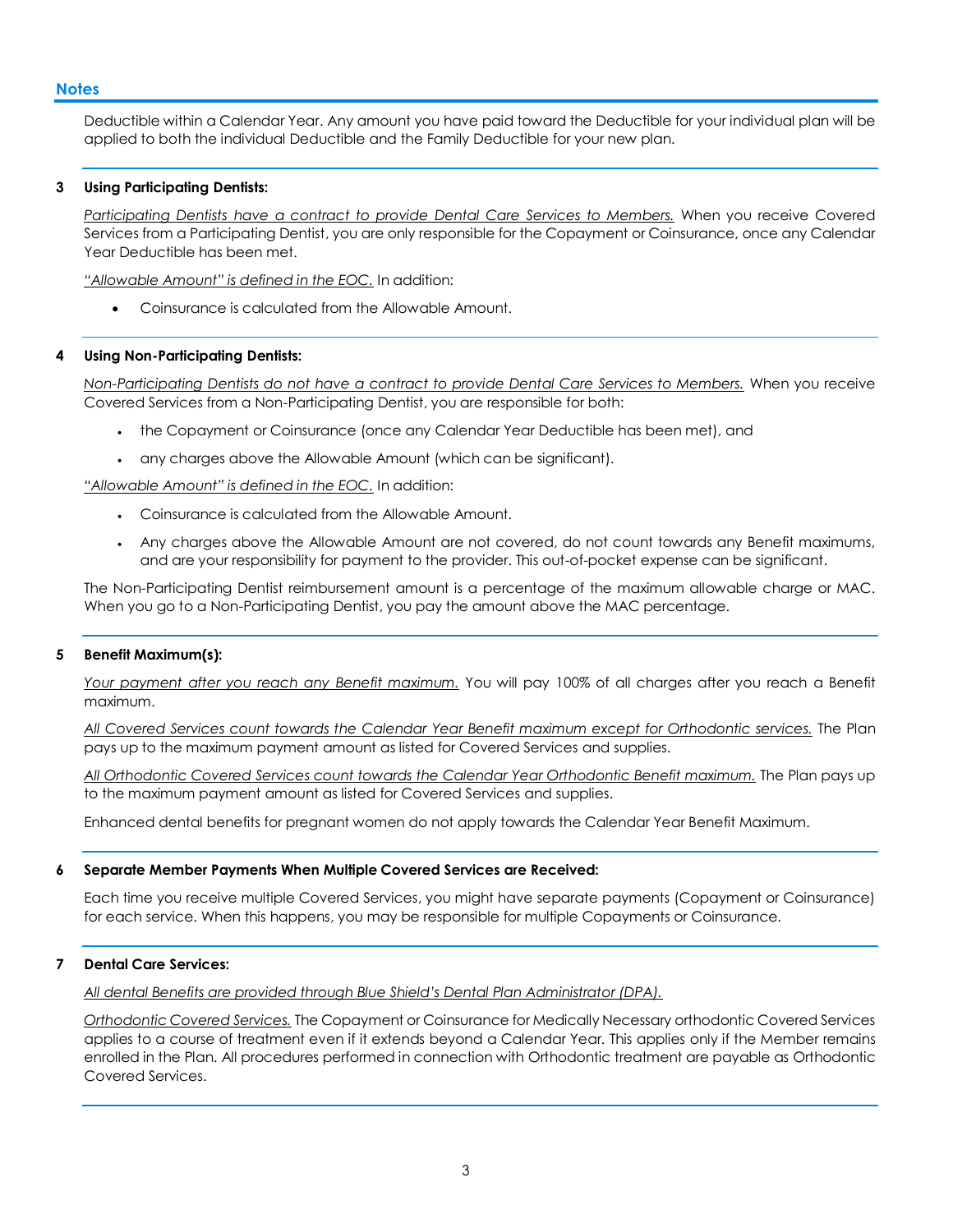## Notes

Deductible within a Calendar Year. Any amount you have paid toward the Deductible for your individual plan will be applied to both the individual Deductible and the Family Deductible for your new plan.

**3 Using Participating Dentists:**

_Participating Dentists have a contract to provide Dental Care Services to Members._ When you receive Covered Services from a Participating Dentist, you are only responsible for the Copayment or Coinsurance, once any Calendar Year Deductible has been met.

_"Allowable Amount" is defined in the EOC._ In addition:

- Coinsurance is calculated from the Allowable Amount.

**4 Using Non-Participating Dentists:**

_Non-Participating Dentists do not have a contract to provide Dental Care Services to Members._ When you receive Covered Services from a Non-Participating Dentist, you are responsible for both:

- the Copayment or Coinsurance (once any Calendar Year Deductible has been met), and
- any charges above the Allowable Amount (which can be significant).

_"Allowable Amount" is defined in the EOC._ In addition:

- Coinsurance is calculated from the Allowable Amount.
- Any charges above the Allowable Amount are not covered, do not count towards any Benefit maximums, and are your responsibility for payment to the provider. This out-of-pocket expense can be significant.

The Non-Participating Dentist reimbursement amount is a percentage of the maximum allowable charge or MAC. When you go to a Non-Participating Dentist, you pay the amount above the MAC percentage.

**5 Benefit Maximum(s):**

_Your payment after you reach any Benefit maximum._ You will pay 100% of all charges after you reach a Benefit maximum.

_All Covered Services count towards the Calendar Year Benefit maximum except for Orthodontic services._ The Plan pays up to the maximum payment amount as listed for Covered Services and supplies.

_All Orthodontic Covered Services count towards the Calendar Year Orthodontic Benefit maximum._ The Plan pays up to the maximum payment amount as listed for Covered Services and supplies.

Enhanced dental benefits for pregnant women do not apply towards the Calendar Year Benefit Maximum.

**6 Separate Member Payments When Multiple Covered Services are Received:**

Each time you receive multiple Covered Services, you might have separate payments (Copayment or Coinsurance) for each service. When this happens, you may be responsible for multiple Copayments or Coinsurance.

**7 Dental Care Services:**

_All dental Benefits are provided through Blue Shield's Dental Plan Administrator (DPA)._

_Orthodontic Covered Services._ The Copayment or Coinsurance for Medically Necessary orthodontic Covered Services applies to a course of treatment even if it extends beyond a Calendar Year. This applies only if the Member remains enrolled in the Plan. All procedures performed in connection with Orthodontic treatment are payable as Orthodontic Covered Services.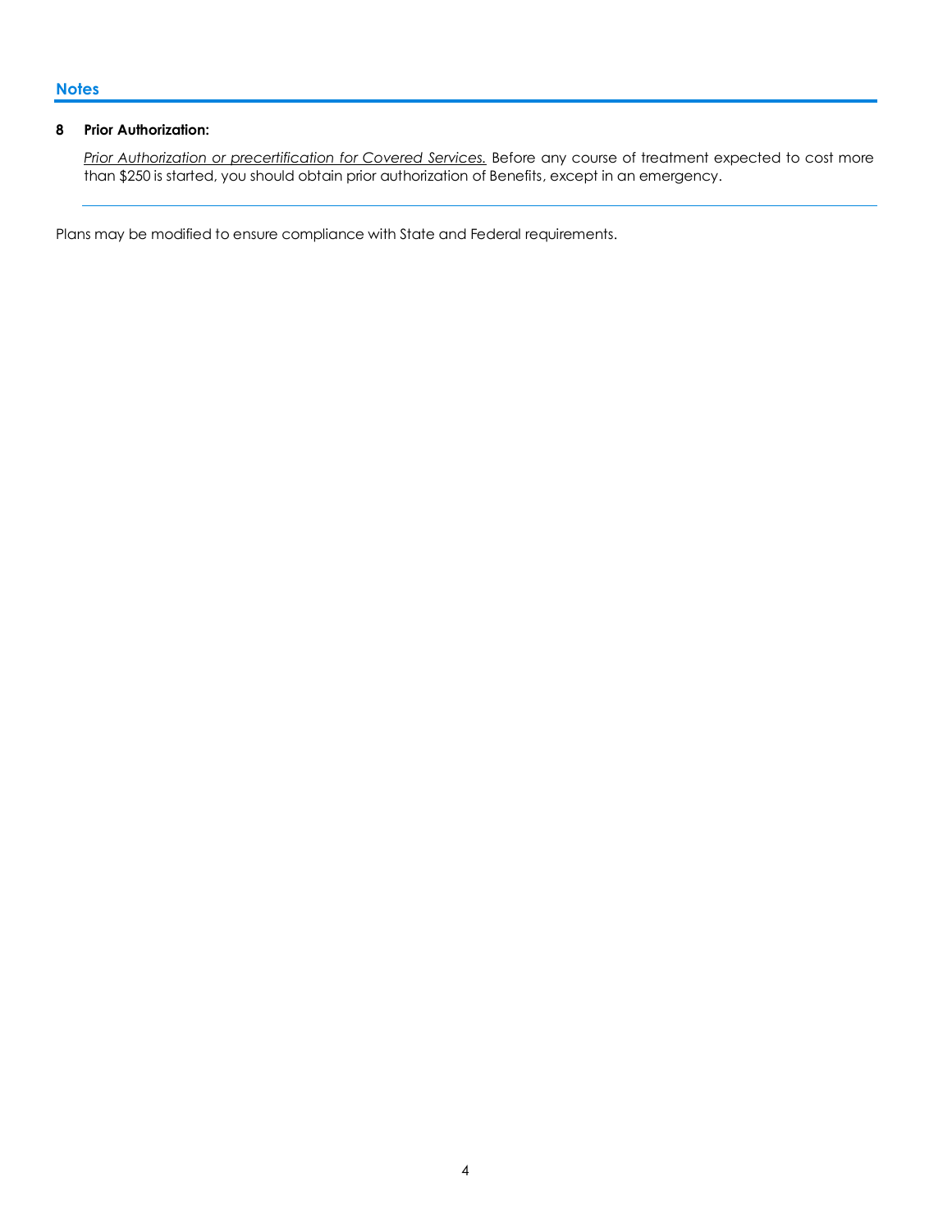## Notes

**8 Prior Authorization:**

_Prior Authorization or precertification for Covered Services._ Before any course of treatment expected to cost more than $250 is started, you should obtain prior authorization of Benefits, except in an emergency.

---

Plans may be modified to ensure compliance with State and Federal requirements.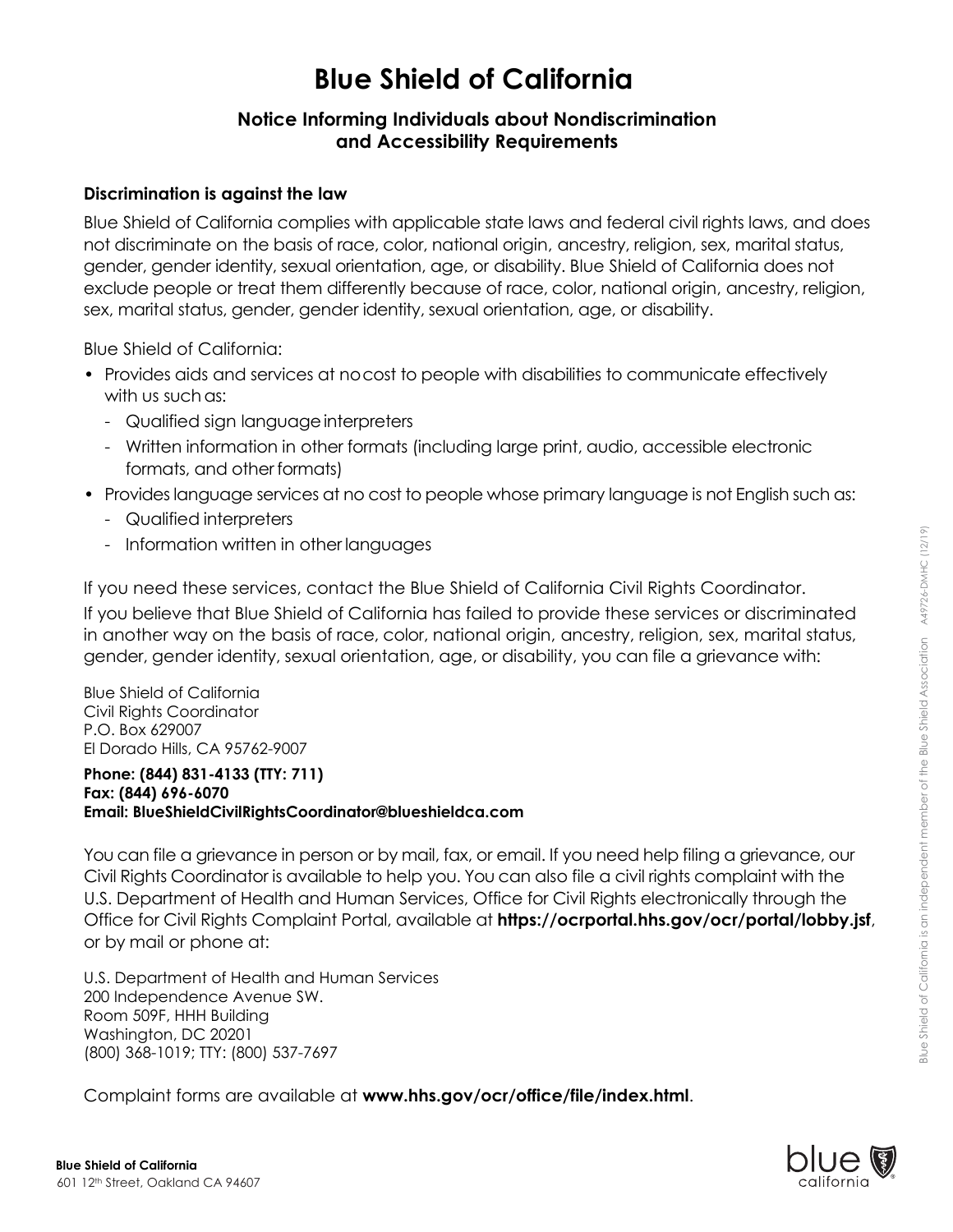# Blue Shield of California

### Notice Informing Individuals about Nondiscrimination and Accessibility Requirements

**Discrimination is against the law**

Blue Shield of California complies with applicable state laws and federal civil rights laws, and does not discriminate on the basis of race, color, national origin, ancestry, religion, sex, marital status, gender, gender identity, sexual orientation, age, or disability. Blue Shield of California does not exclude people or treat them differently because of race, color, national origin, ancestry, religion, sex, marital status, gender, gender identity, sexual orientation, age, or disability.

Blue Shield of California:

- Provides aids and services at no cost to people with disabilities to communicate effectively with us such as:
  - Qualified sign language interpreters
  - Written information in other formats (including large print, audio, accessible electronic formats, and other formats)
- Provides language services at no cost to people whose primary language is not English such as:
  - Qualified interpreters
  - Information written in other languages

If you need these services, contact the Blue Shield of California Civil Rights Coordinator.

If you believe that Blue Shield of California has failed to provide these services or discriminated in another way on the basis of race, color, national origin, ancestry, religion, sex, marital status, gender, gender identity, sexual orientation, age, or disability, you can file a grievance with:

Blue Shield of California
Civil Rights Coordinator
P.O. Box 629007
El Dorado Hills, CA 95762-9007

**Phone: (844) 831-4133 (TTY: 711)**
**Fax: (844) 696-6070**
**Email: BlueShieldCivilRightsCoordinator@blueshieldca.com**

You can file a grievance in person or by mail, fax, or email. If you need help filing a grievance, our Civil Rights Coordinator is available to help you. You can also file a civil rights complaint with the U.S. Department of Health and Human Services, Office for Civil Rights electronically through the Office for Civil Rights Complaint Portal, available at **https://ocrportal.hhs.gov/ocr/portal/lobby.jsf**, or by mail or phone at:

U.S. Department of Health and Human Services
200 Independence Avenue SW.
Room 509F, HHH Building
Washington, DC 20201
(800) 368-1019; TTY: (800) 537-7697

Complaint forms are available at **www.hhs.gov/ocr/office/file/index.html**.

**Blue Shield of California**
601 12th Street, Oakland CA 94607

Blue Shield of California is an independent member of the Blue Shield Association A49726-DMHC (12/19)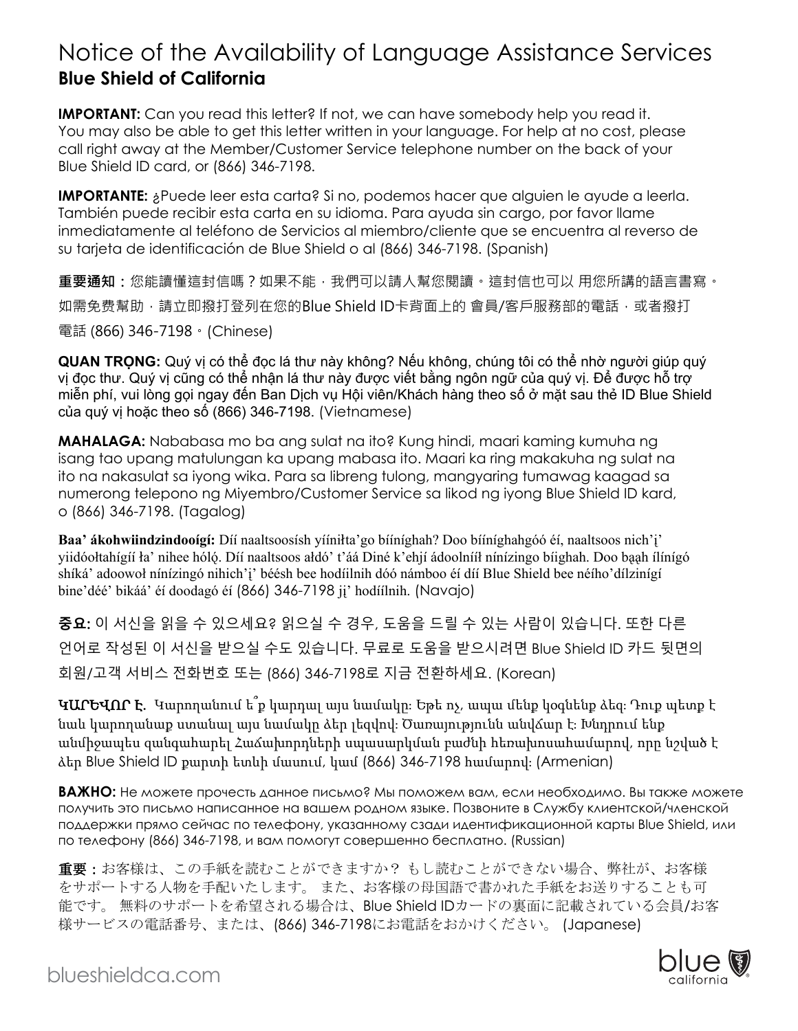# Notice of the Availability of Language Assistance Services

## Blue Shield of California

**IMPORTANT:** Can you read this letter? If not, we can have somebody help you read it. You may also be able to get this letter written in your language. For help at no cost, please call right away at the Member/Customer Service telephone number on the back of your Blue Shield ID card, or (866) 346-7198.

**IMPORTANTE:** ¿Puede leer esta carta? Si no, podemos hacer que alguien le ayude a leerla. También puede recibir esta carta en su idioma. Para ayuda sin cargo, por favor llame inmediatamente al teléfono de Servicios al miembro/cliente que se encuentra al reverso de su tarjeta de identificación de Blue Shield o al (866) 346-7198. (Spanish)

**重要通知：**您能讀懂這封信嗎？如果不能，我們可以請人幫您閱讀。這封信也可以 用您所講的語言書寫。如需免費幫助，請立即撥打登列在您的Blue Shield ID卡背面上的 會員/客戶服務部的電話，或者撥打電話 (866) 346-7198。(Chinese)

**QUAN TRỌNG:** Quý vị có thể đọc lá thư này không? Nếu không, chúng tôi có thể nhờ người giúp quý vị đọc thư. Quý vị cũng có thể nhận lá thư này được viết bằng ngôn ngữ của quý vị. Để được hỗ trợ miễn phí, vui lòng gọi ngay đến Ban Dịch vụ Hội viên/Khách hàng theo số ở mặt sau thẻ ID Blue Shield của quý vị hoặc theo số (866) 346-7198. (Vietnamese)

**MAHALAGA:** Nababasa mo ba ang sulat na ito? Kung hindi, maari kaming kumuha ng isang tao upang matulungan ka upang mabasa ito. Maari ka ring makakuha ng sulat na ito na nakasulat sa iyong wika. Para sa libreng tulong, mangyaring tumawag kaagad sa numerong telepono ng Miyembro/Customer Service sa likod ng iyong Blue Shield ID kard, o (866) 346-7198. (Tagalog)

**Baa' ákohwiindzindoogí:** Díí naaltsoosísh yíínítta'go bííníghah? Doo bííníghahgóó éí, naaltsoos nich'į' yiidóołtahígíí ła' nihee hólǫ́. Díí naaltsoos ałdó' t'áá Diné k'ehjí ádoolníił nínízingo bíighah. Doo bąąh ílínígó shíká' adoowoł nínízingó nihich'į' béésh bee hodíílnih dóó námboo éí díí Blue Shield bee néího'dílzinígí bine'déé' bikáá' éí doodagó éí (866) 346-7198 jį' hodíílnih. (Navajo)

**중요:** 이 서신을 읽을 수 있으세요? 읽으실 수 경우, 도움을 드릴 수 있는 사람이 있습니다. 또한 다른 언어로 작성된 이 서신을 받으실 수도 있습니다. 무료로 도움을 받으시려면 Blue Shield ID 카드 뒷면의 회원/고객 서비스 전화번호 또는 (866) 346-7198로 지금 전환하세요. (Korean)

**ԿԱՐԵՎՈՐ Է.** Կարողանում ե՞ք կարդալ այս նամակը։ Եթե ոչ, ապա մենք կօգնենք ձեզ։ Դուք պետք է նաև կարողանաք ստանալ այս նամակը ձեր լեզվով։ Ծառայությունն անվճար է։ Խնդրում ենք անմիջապես զանգահարել Հաճախորդների սպասարկման բաժնի հեռախոսահամարով, որը նշված է ձեր Blue Shield ID քարտի ետևի մասում, կամ (866) 346-7198 համարով։ (Armenian)

**ВАЖНО:** Не можете прочесть данное письмо? Мы поможем вам, если необходимо. Вы также можете получить это письмо написанное на вашем родном языке. Позвоните в Службу клиентской/членской поддержки прямо сейчас по телефону, указанному сзади идентификационной карты Blue Shield, или по телефону (866) 346-7198, и вам помогут совершенно бесплатно. (Russian)

**重要：**お客様は、この手紙を読むことができますか？ もし読むことができない場合、弊社が、お客様をサポートする人物を手配いたします。 また、お客様の母国語で書かれた手紙をお送りすることも可能です。 無料のサポートを希望される場合は、Blue Shield IDカードの裏面に記載されている会員/お客様サービスの電話番号、または、(866) 346-7198にお電話をおかけください。 (Japanese)

blueshieldca.com

blue california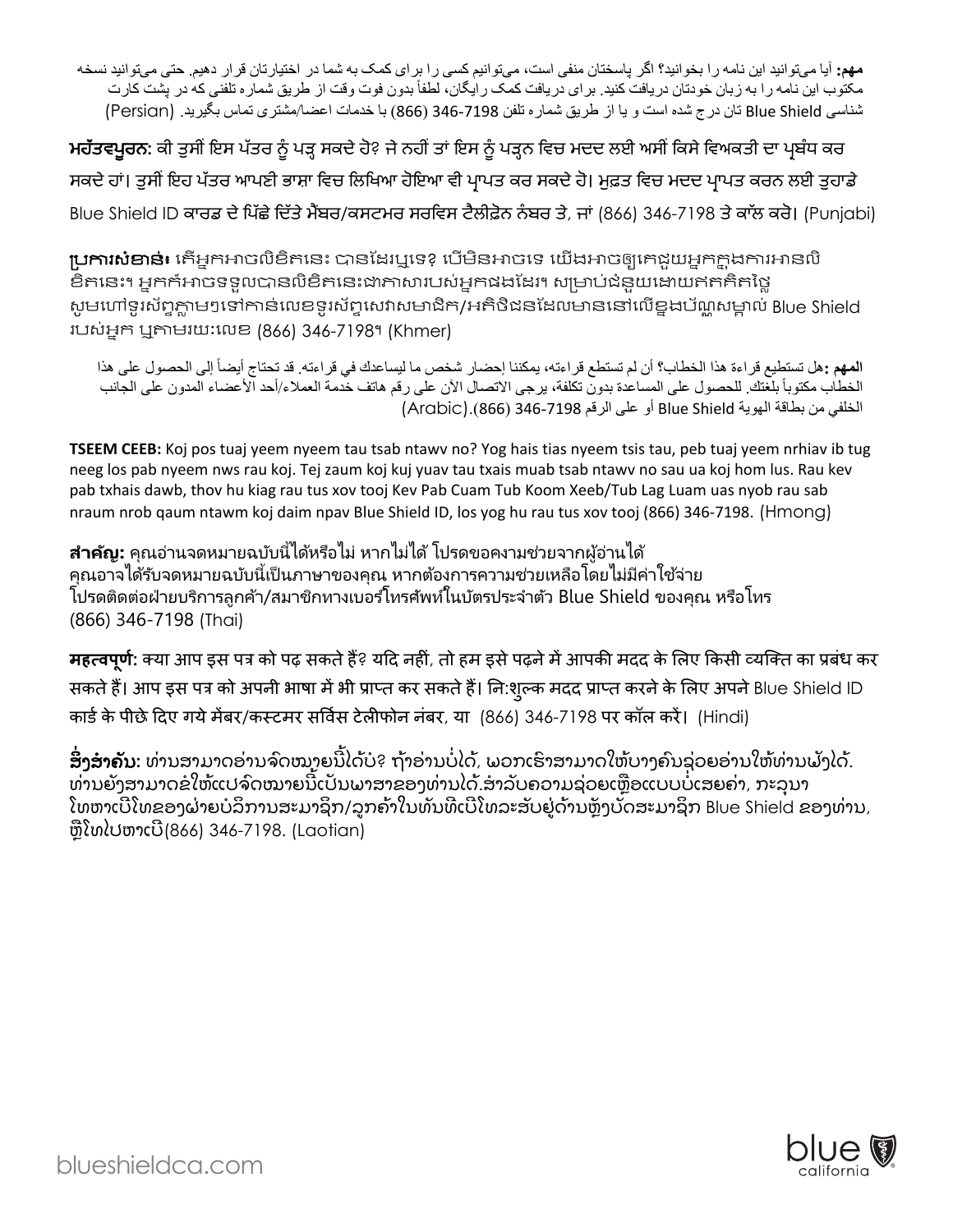**مهم:** آیا می‌توانید این نامه را بخوانید؟ اگر پاسختان منفی است، می‌توانیم کسی را برای کمک به شما در اختیارتان قرار دهیم. حتی می‌توانید نسخه مکتوب این نامه را به زبان خودتان دریافت کنید. برای دریافت کمک رایگان، لطفاً بدون فوت وقت از طریق شماره تلفنی که در پشت کارت شناسی Blue Shield تان درج شده است و یا از طریق شماره تلفن 7198-346 (866) با خدمات اعضا/مشتری تماس بگیرید. (Persian)

**ਮਹੱਤਵਪੂਰਨ:** ਕੀ ਤੁਸੀਂ ਇਸ ਪੱਤਰ ਨੂੰ ਪੜ੍ਹ ਸਕਦੇ ਹੋ? ਜੇ ਨਹੀਂ ਤਾਂ ਇਸ ਨੂੰ ਪੜ੍ਹਨ ਵਿਚ ਮਦਦ ਲਈ ਅਸੀਂ ਕਿਸੇ ਵਿਅਕਤੀ ਦਾ ਪ੍ਰਬੰਧ ਕਰ ਸਕਦੇ ਹਾਂ। ਤੁਸੀਂ ਇਹ ਪੱਤਰ ਆਪਣੀ ਭਾਸ਼ਾ ਵਿਚ ਲਿਖਿਆ ਹੋਇਆ ਵੀ ਪ੍ਰਾਪਤ ਕਰ ਸਕਦੇ ਹੋ। ਮੁਫ਼ਤ ਵਿਚ ਮਦਦ ਪ੍ਰਾਪਤ ਕਰਨ ਲਈ ਤੁਹਾਡੇ Blue Shield ID ਕਾਰਡ ਦੇ ਪਿੱਛੇ ਦਿੱਤੇ ਮੈਂਬਰ/ਕਸਟਮਰ ਸਰਵਿਸ ਟੈਲੀਫ਼ੋਨ ਨੰਬਰ ਤੇ, ਜਾਂ (866) 346-7198 ਤੇ ਕਾੱਲ ਕਰੋ। (Punjabi)

**ប្រការសំខាន់៖** តើអ្នកអាចលិខិតនេះ បានដែរឬទេ? បើមិនអាចទេ យើងអាចឲ្យគេជួយអ្នកក្នុងការអានលិខិតនេះ។ អ្នកក៏អាចទទួលបានលិខិតនេះជាភាសារបស់អ្នកផងដែរ។ សម្រាប់ជំនួយដោយឥតគិតថ្លៃ សូមហៅទូរស័ព្ទភ្លាមៗទៅកាន់លេខទូរស័ព្ទសេវាសមាជិក/អតិថិជនដែលមាននៅលើខ្នងប័ណ្ណសម្គាល់ Blue Shield របស់អ្នក ឬតាមរយៈលេខ (866) 346-7198។ (Khmer)

**المهم:** هل تستطيع قراءة هذا الخطاب؟ أن لم تستطع قراءته، يمكننا إحضار شخص ما ليساعدك في قراءته. قد تحتاج أيضاً إلى الحصول على هذا الخطاب مكتوباً بلغتك. للحصول على المساعدة بدون تكلفة، يرجى الاتصال الآن على رقم هاتف خدمة العملاء/أحد الأعضاء المدون على الجانب الخلفي من بطاقة الهوية Blue Shield أو على الرقم 7198-346 (866).(Arabic)

**TSEEM CEEB:** Koj pos tuaj yeem nyeem tau tsab ntawv no? Yog hais tias nyeem tsis tau, peb tuaj yeem nrhiav ib tug neeg los pab nyeem nws rau koj. Tej zaum koj kuj yuav tau txais muab tsab ntawv no sau ua koj hom lus. Rau kev pab txhais dawb, thov hu kiag rau tus xov tooj Kev Pab Cuam Tub Koom Xeeb/Tub Lag Luam uas nyob rau sab nraum nrob qaum ntawm koj daim npav Blue Shield ID, los yog hu rau tus xov tooj (866) 346-7198. (Hmong)

**สำคัญ:** คุณอ่านจดหมายฉบับนี้ได้หรือไม่ หากไม่ได้ โปรดขอความช่วยจากผู้อ่านได้ คุณอาจได้รับจดหมายฉบับนี้เป็นภาษาของคุณ หากต้องการความช่วยเหลือโดยไม่มีค่าใช้จ่าย โปรดติดต่อฝ่ายบริการลูกค้า/สมาชิกทางเบอร์โทรศัพท์ในบัตรประจำตัว Blue Shield ของคุณ หรือโทร (866) 346-7198 (Thai)

**महत्वपूर्ण:** क्या आप इस पत्र को पढ़ सकते हैं? यदि नहीं, तो हम इसे पढ़ने में आपकी मदद के लिए किसी व्यक्ति का प्रबंध कर सकते हैं। आप इस पत्र को अपनी भाषा में भी प्राप्त कर सकते हैं। नि:शुल्क मदद प्राप्त करने के लिए अपने Blue Shield ID कार्ड के पीछे दिए गये मेंबर/कस्टमर सर्विस टेलीफोन नंबर, या (866) 346-7198 पर कॉल करें। (Hindi)

**ສິ່ງສຳຄັນ:** ທ່ານສາມາດອ່ານຈົດໝາຍນີ້ໄດ້ບໍ? ຖ້າອ່ານບໍ່ໄດ້, ພວກເຮົາສາມາດໃຫ້ບາງຄົນຊ່ວຍອ່ານໃຫ້ທ່ານຟັງໄດ້. ທ່ານຍັງສາມາດຂໍໃຫ້ແປຈົດໝາຍນີ້ເປັນພາສາຂອງທ່ານໄດ້.ສຳລັບຄວາມຊ່ວຍເຫຼືອແບບບໍ່ເສຍຄ່າ, ກະລຸນາໂທຫາເບີໂທຂອງຝ່າຍບໍລິການສະມາຊິກ/ລູກຄ້າໃນທັນທີເບີໂທລະສັບຢູ່ດ້ານຫຼັງບັດສະມາຊິກ Blue Shield ຂອງທ່ານ, ຫຼືໂທໄປຫາເບີ(866) 346-7198. (Laotian)

blueshieldca.com

blue california